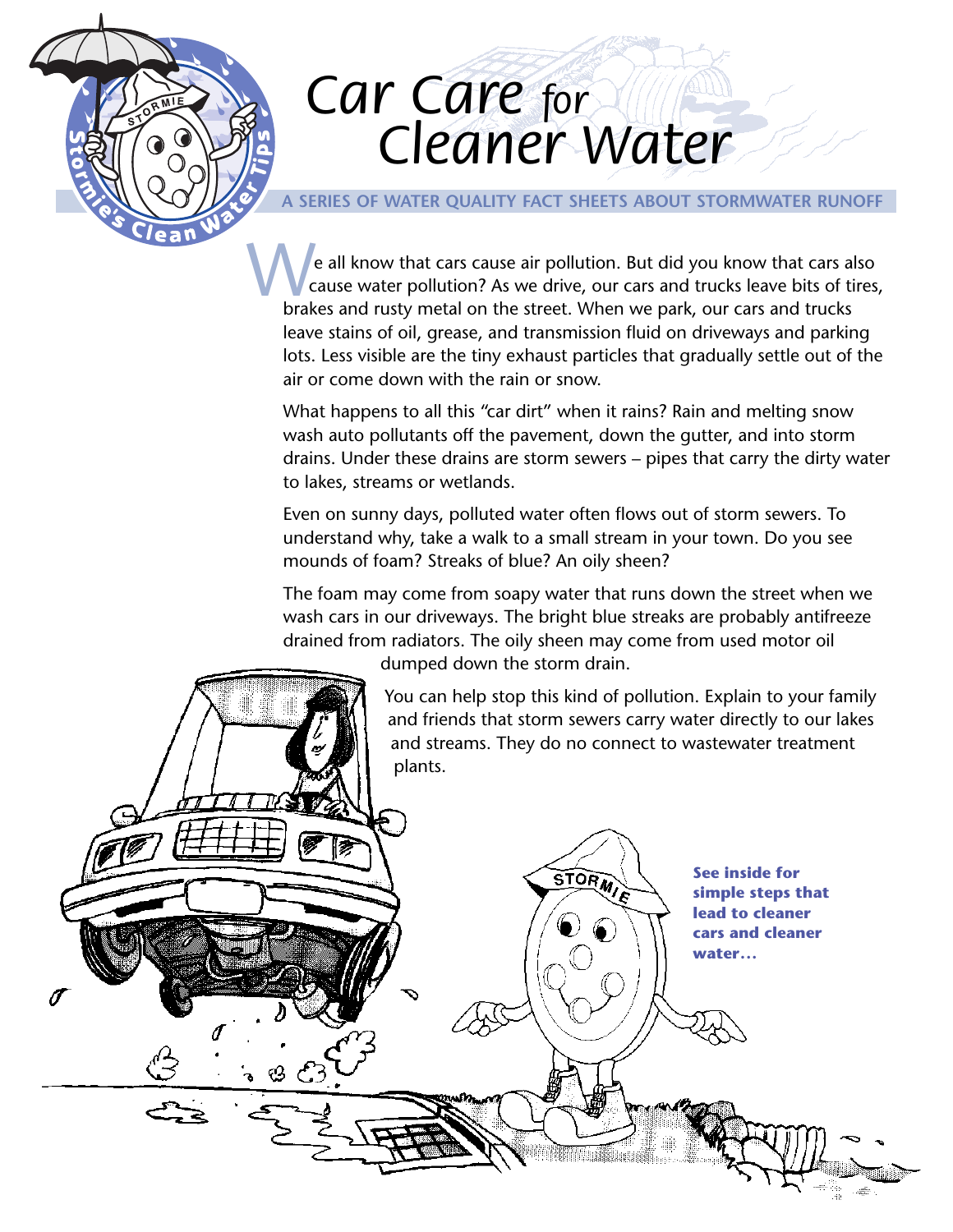# Car Care for Cleaner Water

A SERIES OF WATER QUALITY FACT SHEETS ABOUT STORMWATER RUNOFF

We all know that cars cause air pollution. But did you know that cars also cause water pollution? As we drive, our cars and trucks leave bits of tires, brakes and rusty metal on the street. When we park, our cars and trucks leave stains of oil, grease, and transmission fluid on driveways and parking lots. Less visible are the tiny exhaust particles that gradually settle out of the air or come down with the rain or snow.

What happens to all this "car dirt" when it rains? Rain and melting snow wash auto pollutants off the pavement, down the gutter, and into storm drains. Under these drains are storm sewers – pipes that carry the dirty water to lakes, streams or wetlands.

Even on sunny days, polluted water often flows out of storm sewers. To understand why, take a walk to a small stream in your town. Do you see mounds of foam? Streaks of blue? An oily sheen?

The foam may come from soapy water that runs down the street when we wash cars in our driveways. The bright blue streaks are probably antifreeze drained from radiators. The oily sheen may come from used motor oil dumped down the storm drain.

You can help stop this kind of pollution. Explain to your family and friends that storm sewers carry water directly to our lakes and streams. They do no connect to wastewater treatment plants.

**See inside for simple steps that lead to cleaner cars and cleaner water…**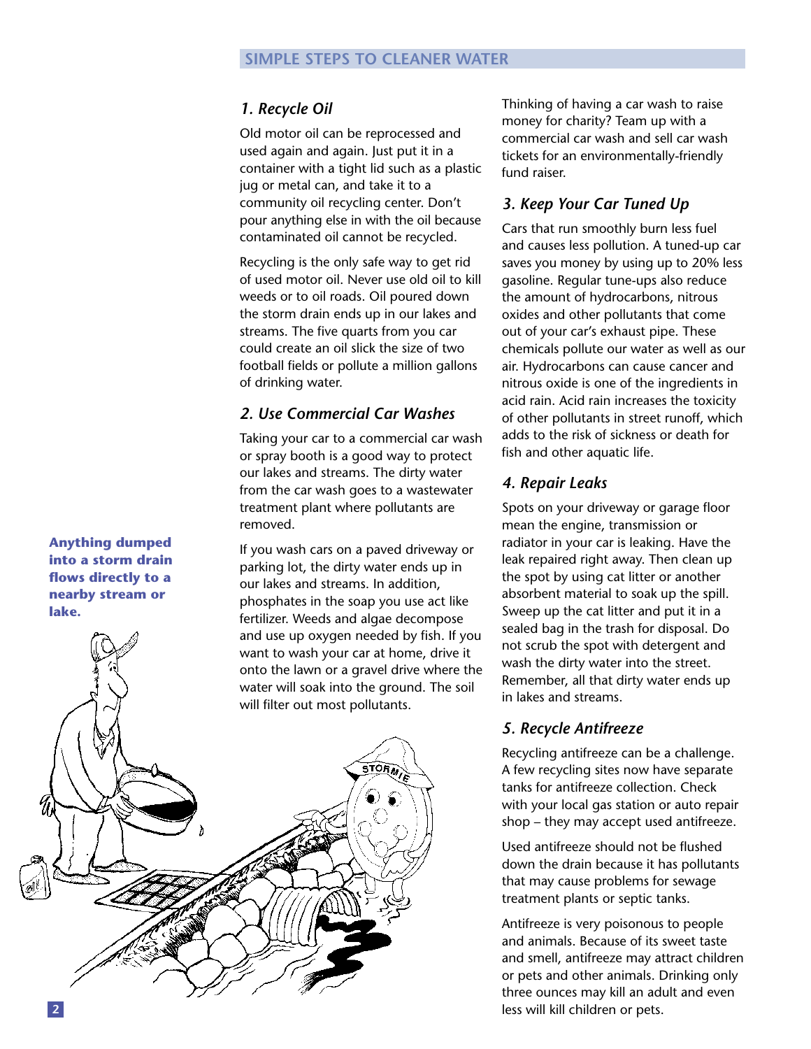## SIMPLE STEPS TO CLEANER WATER

### *1. Recycle Oil*

Old motor oil can be reprocessed and used again and again. Just put it in a container with a tight lid such as a plastic jug or metal can, and take it to a community oil recycling center. Don't pour anything else in with the oil because contaminated oil cannot be recycled.

Recycling is the only safe way to get rid of used motor oil. Never use old oil to kill weeds or to oil roads. Oil poured down the storm drain ends up in our lakes and streams. The five quarts from you car could create an oil slick the size of two football fields or pollute a million gallons of drinking water.

### *2. Use Commercial Car Washes*

Taking your car to a commercial car wash or spray booth is a good way to protect our lakes and streams. The dirty water from the car wash goes to a wastewater treatment plant where pollutants are removed.

If you wash cars on a paved driveway or parking lot, the dirty water ends up in our lakes and streams. In addition, phosphates in the soap you use act like fertilizer. Weeds and algae decompose and use up oxygen needed by fish. If you want to wash your car at home, drive it onto the lawn or a gravel drive where the water will soak into the ground. The soil will filter out most pollutants.

**Anything dumped into a storm drain flows directly to a nearby stream or lake.**

Thinking of having a car wash to raise money for charity? Team up with a commercial car wash and sell car wash tickets for an environmentally-friendly fund raiser.

### *3. Keep Your Car Tuned Up*

Cars that run smoothly burn less fuel and causes less pollution. A tuned-up car saves you money by using up to 20% less gasoline. Regular tune-ups also reduce the amount of hydrocarbons, nitrous oxides and other pollutants that come out of your car's exhaust pipe. These chemicals pollute our water as well as our air. Hydrocarbons can cause cancer and nitrous oxide is one of the ingredients in acid rain. Acid rain increases the toxicity of other pollutants in street runoff, which adds to the risk of sickness or death for fish and other aquatic life.

### *4. Repair Leaks*

Spots on your driveway or garage floor mean the engine, transmission or radiator in your car is leaking. Have the leak repaired right away. Then clean up the spot by using cat litter or another absorbent material to soak up the spill. Sweep up the cat litter and put it in a sealed bag in the trash for disposal. Do not scrub the spot with detergent and wash the dirty water into the street. Remember, all that dirty water ends up in lakes and streams.

### *5. Recycle Antifreeze*

Recycling antifreeze can be a challenge. A few recycling sites now have separate tanks for antifreeze collection. Check with your local gas station or auto repair shop – they may accept used antifreeze.

Used antifreeze should not be flushed down the drain because it has pollutants that may cause problems for sewage treatment plants or septic tanks.

Antifreeze is very poisonous to people and animals. Because of its sweet taste and smell, antifreeze may attract children or pets and other animals. Drinking only three ounces may kill an adult and even less will kill children or pets.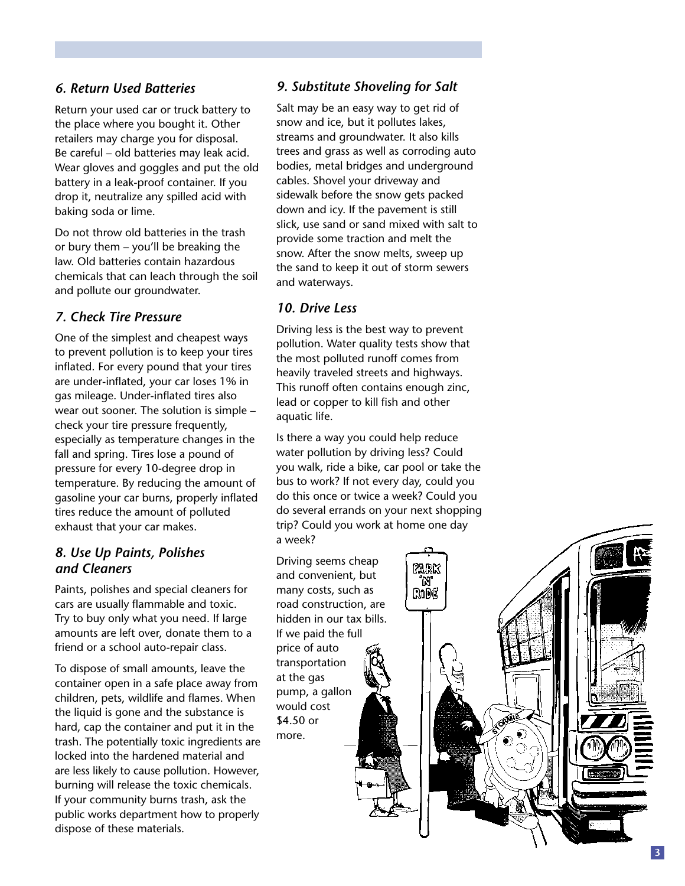### *6. Return Used Batteries*

Return your used car or truck battery to the place where you bought it. Other retailers may charge you for disposal. Be careful – old batteries may leak acid. Wear gloves and goggles and put the old battery in a leak-proof container. If you drop it, neutralize any spilled acid with baking soda or lime.

Do not throw old batteries in the trash or bury them – you'll be breaking the law. Old batteries contain hazardous chemicals that can leach through the soil and pollute our groundwater.

### *7. Check Tire Pressure*

One of the simplest and cheapest ways to prevent pollution is to keep your tires inflated. For every pound that your tires are under-inflated, your car loses 1% in gas mileage. Under-inflated tires also wear out sooner. The solution is simple – check your tire pressure frequently, especially as temperature changes in the fall and spring. Tires lose a pound of pressure for every 10-degree drop in temperature. By reducing the amount of gasoline your car burns, properly inflated tires reduce the amount of polluted exhaust that your car makes.

### *8. Use Up Paints, Polishes and Cleaners*

Paints, polishes and special cleaners for cars are usually flammable and toxic. Try to buy only what you need. If large amounts are left over, donate them to a friend or a school auto-repair class.

To dispose of small amounts, leave the container open in a safe place away from children, pets, wildlife and flames. When the liquid is gone and the substance is hard, cap the container and put it in the trash. The potentially toxic ingredients are locked into the hardened material and are less likely to cause pollution. However, burning will release the toxic chemicals. If your community burns trash, ask the public works department how to properly dispose of these materials.

### *9. Substitute Shoveling for Salt*

Salt may be an easy way to get rid of snow and ice, but it pollutes lakes, streams and groundwater. It also kills trees and grass as well as corroding auto bodies, metal bridges and underground cables. Shovel your driveway and sidewalk before the snow gets packed down and icy. If the pavement is still slick, use sand or sand mixed with salt to provide some traction and melt the snow. After the snow melts, sweep up the sand to keep it out of storm sewers and waterways.

### *10. Drive Less*

Driving less is the best way to prevent pollution. Water quality tests show that the most polluted runoff comes from heavily traveled streets and highways. This runoff often contains enough zinc, lead or copper to kill fish and other aquatic life.

Is there a way you could help reduce water pollution by driving less? Could you walk, ride a bike, car pool or take the bus to work? If not every day, could you do this once or twice a week? Could you do several errands on your next shopping trip? Could you work at home one day a week?

Driving seems cheap and convenient, but many costs, such as road construction, are hidden in our tax bills. If we paid the full price of auto transportation at the gas pump, a gallon would cost $4.50 or more.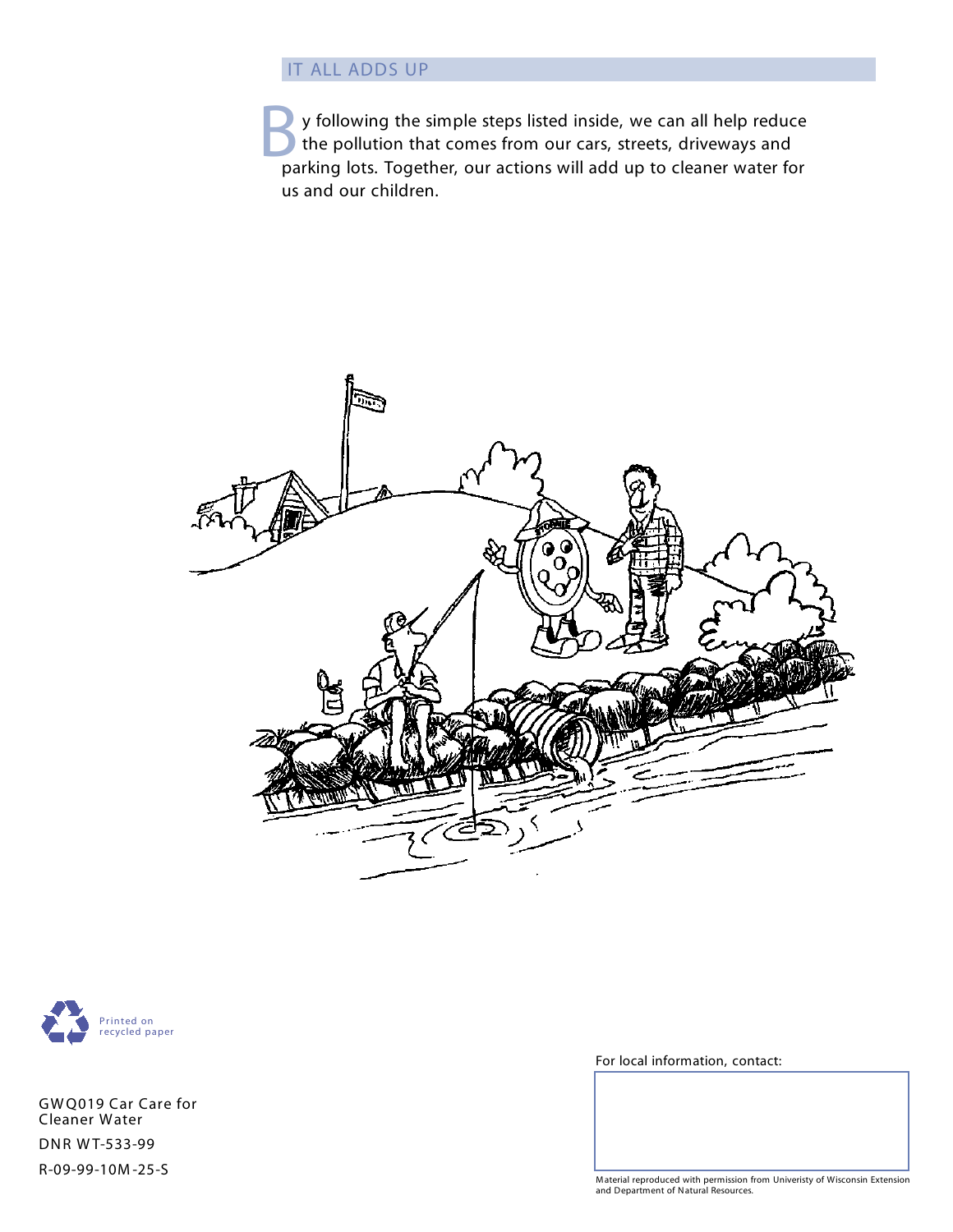## IT ALL ADDS UP

By following the simple steps listed inside, we can all help reduce the pollution that comes from our cars, streets, driveways and parking lots. Together, our actions will add up to cleaner water for us and our children.

Printed on recycled paper

GWQ019 Car Care for Cleaner Water

DNR WT-533-99

R-09-99-10M-25-S

For local information, contact:

Material reproduced with permission from Univeristy of Wisconsin Extension and Department of Natural Resources.